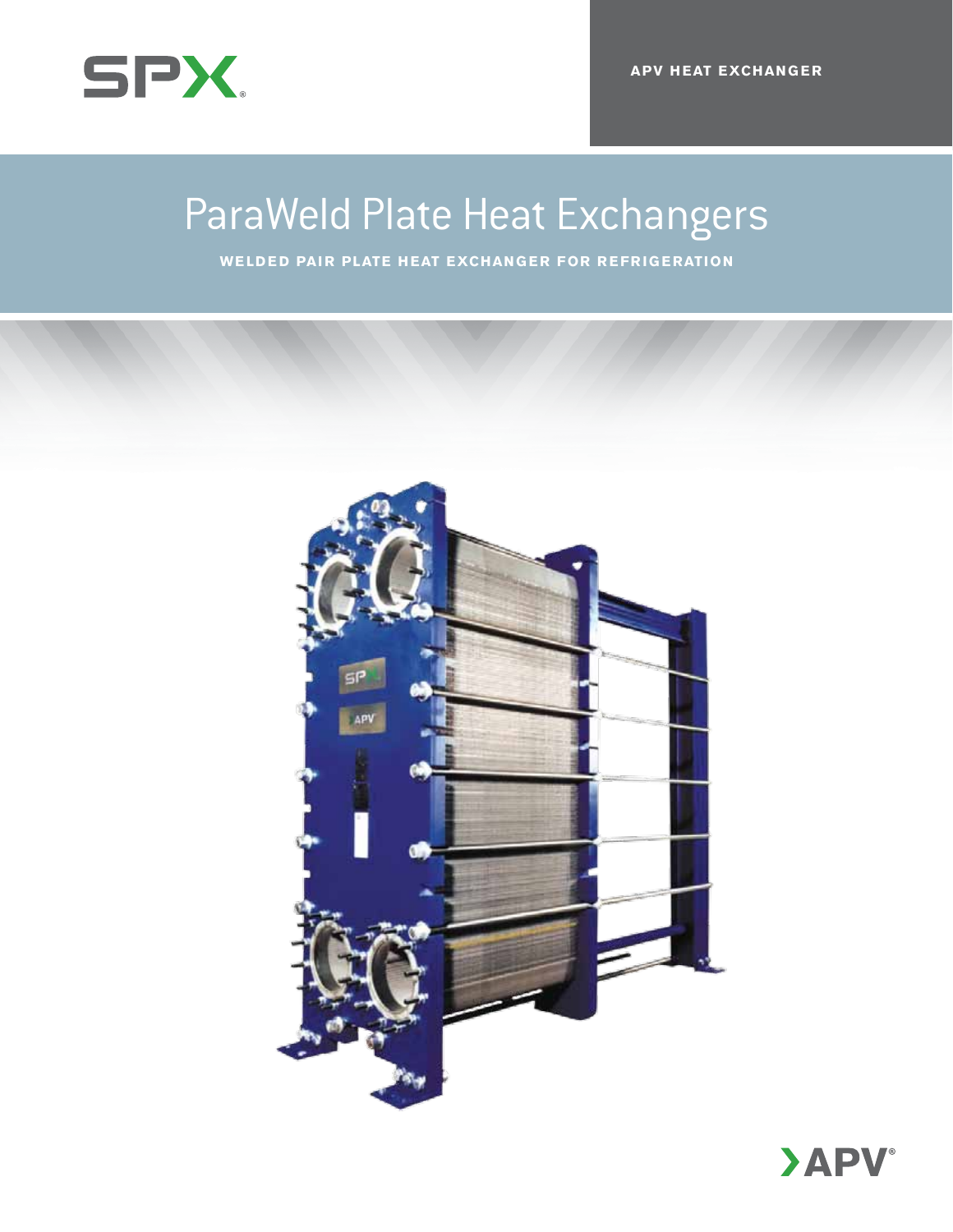APV HEAT EXCHANGER

# ParaWeld Plate Heat Exchangers

**WELDED PAIR PLATE HEAT EXCHANGER FOR REFRIGERATION**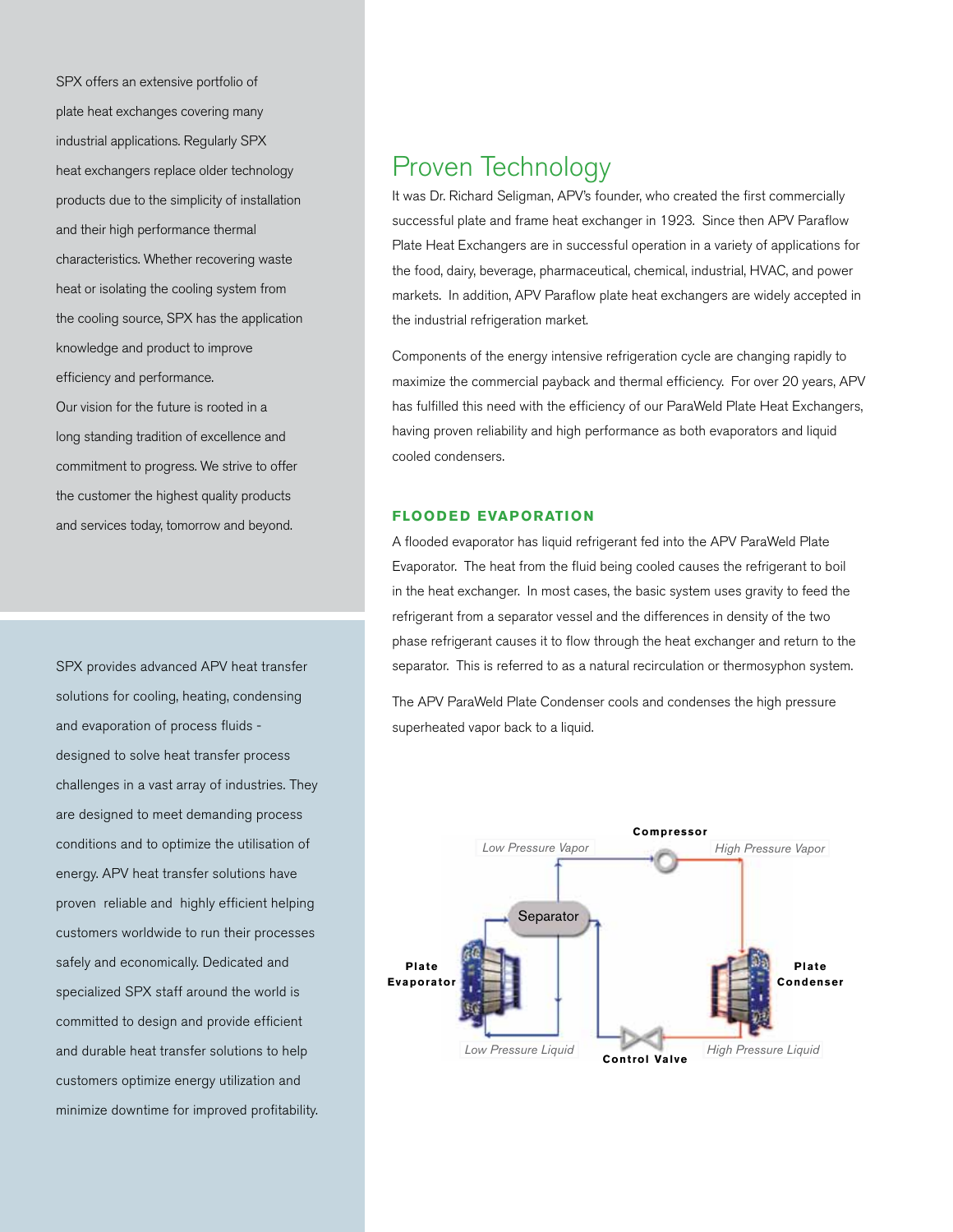SPX offers an extensive portfolio of plate heat exchanges covering many industrial applications. Regularly SPX heat exchangers replace older technology products due to the simplicity of installation and their high performance thermal characteristics. Whether recovering waste heat or isolating the cooling system from the cooling source, SPX has the application knowledge and product to improve efficiency and performance.

Our vision for the future is rooted in a long standing tradition of excellence and commitment to progress. We strive to offer the customer the highest quality products and services today, tomorrow and beyond.

SPX provides advanced APV heat transfer solutions for cooling, heating, condensing and evaporation of process fluids - designed to solve heat transfer process challenges in a vast array of industries. They are designed to meet demanding process conditions and to optimize the utilisation of energy. APV heat transfer solutions have proven reliable and highly efficient helping customers worldwide to run their processes safely and economically. Dedicated and specialized SPX staff around the world is committed to design and provide efficient and durable heat transfer solutions to help customers optimize energy utilization and minimize downtime for improved profitability.

## Proven Technology

It was Dr. Richard Seligman, APV's founder, who created the first commercially successful plate and frame heat exchanger in 1923. Since then APV Paraflow Plate Heat Exchangers are in successful operation in a variety of applications for the food, dairy, beverage, pharmaceutical, chemical, industrial, HVAC, and power markets. In addition, APV Paraflow plate heat exchangers are widely accepted in the industrial refrigeration market.

Components of the energy intensive refrigeration cycle are changing rapidly to maximize the commercial payback and thermal efficiency. For over 20 years, APV has fulfilled this need with the efficiency of our ParaWeld Plate Heat Exchangers, having proven reliability and high performance as both evaporators and liquid cooled condensers.

### FLOODED EVAPORATION

A flooded evaporator has liquid refrigerant fed into the APV ParaWeld Plate Evaporator. The heat from the fluid being cooled causes the refrigerant to boil in the heat exchanger. In most cases, the basic system uses gravity to feed the refrigerant from a separator vessel and the differences in density of the two phase refrigerant causes it to flow through the heat exchanger and return to the separator. This is referred to as a natural recirculation or thermosyphon system.

The APV ParaWeld Plate Condenser cools and condenses the high pressure superheated vapor back to a liquid.

Compressor | Low Pressure Vapor | High Pressure Vapor | Separator | Plate Evaporator | Plate Condenser | Low Pressure Liquid | Control Valve | High Pressure Liquid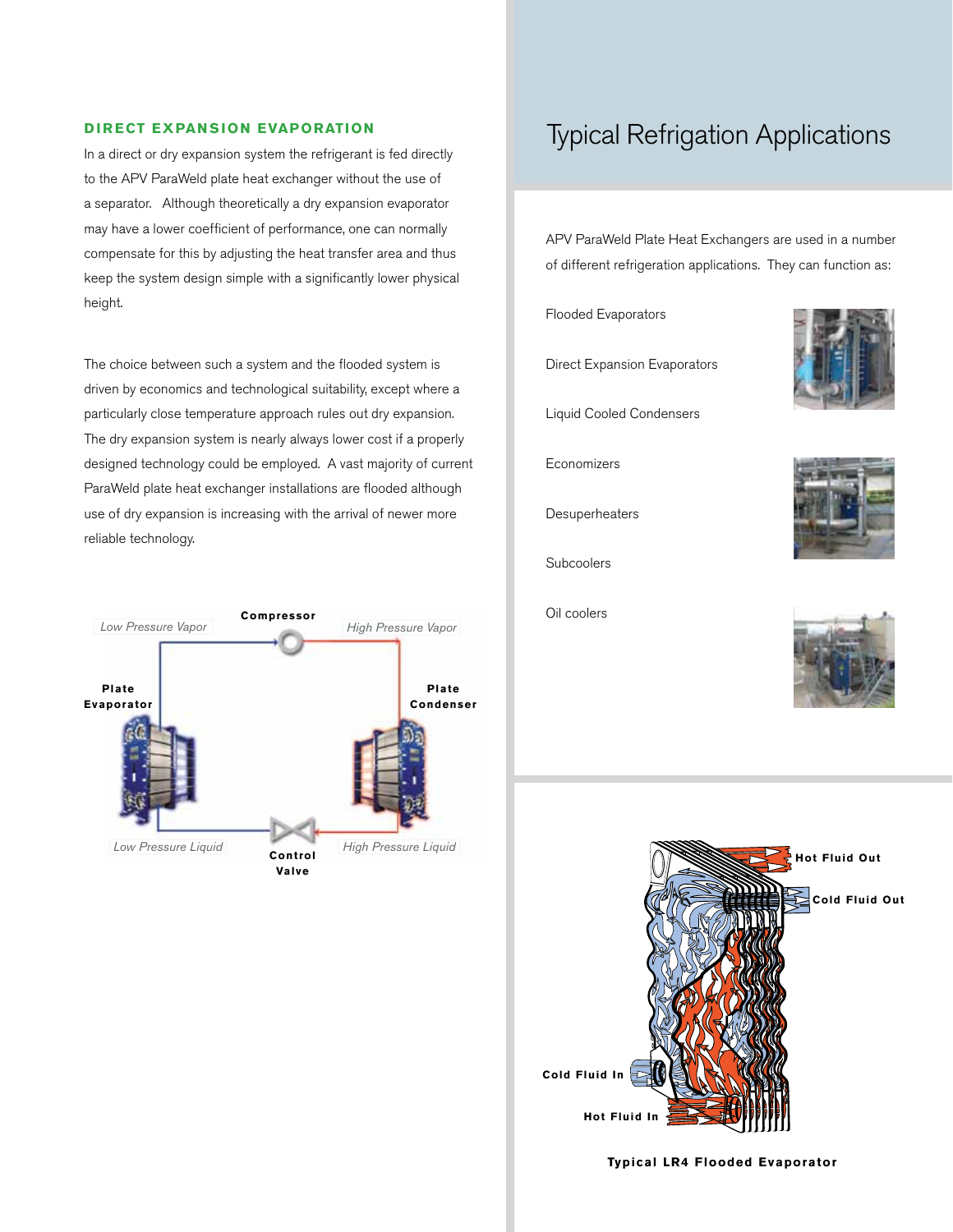## DIRECT EXPANSION EVAPORATION

In a direct or dry expansion system the refrigerant is fed directly to the APV ParaWeld plate heat exchanger without the use of a separator. Although theoretically a dry expansion evaporator may have a lower coefficient of performance, one can normally compensate for this by adjusting the heat transfer area and thus keep the system design simple with a significantly lower physical height.

The choice between such a system and the flooded system is driven by economics and technological suitability, except where a particularly close temperature approach rules out dry expansion. The dry expansion system is nearly always lower cost if a properly designed technology could be employed. A vast majority of current ParaWeld plate heat exchanger installations are flooded although use of dry expansion is increasing with the arrival of newer more reliable technology.

# Typical Refrigation Applications

APV ParaWeld Plate Heat Exchangers are used in a number of different refrigeration applications. They can function as:

- Flooded Evaporators
- Direct Expansion Evaporators
- Liquid Cooled Condensers
- Economizers
- Desuperheaters
- Subcoolers
- Oil coolers

**Typical LR4 Flooded Evaporator**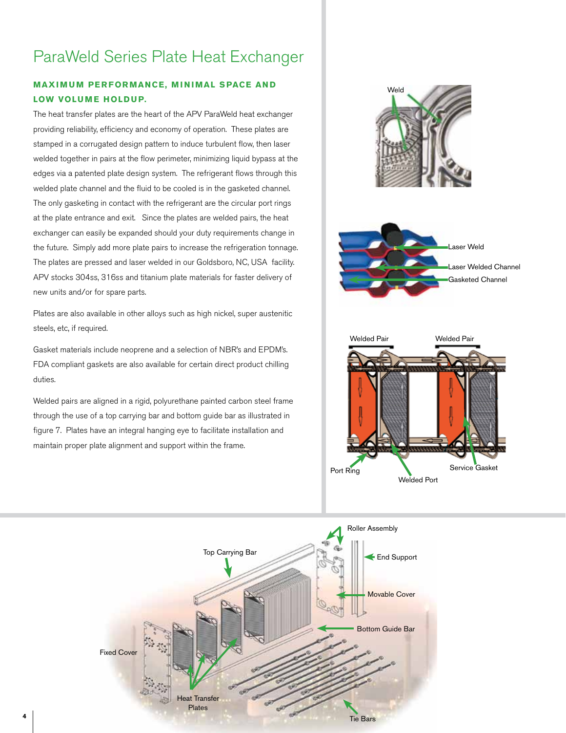# ParaWeld Series Plate Heat Exchanger

## MAXIMUM PERFORMANCE, MINIMAL SPACE AND LOW VOLUME HOLDUP.

The heat transfer plates are the heart of the APV ParaWeld heat exchanger providing reliability, efficiency and economy of operation. These plates are stamped in a corrugated design pattern to induce turbulent flow, then laser welded together in pairs at the flow perimeter, minimizing liquid bypass at the edges via a patented plate design system. The refrigerant flows through this welded plate channel and the fluid to be cooled is in the gasketed channel. The only gasketing in contact with the refrigerant are the circular port rings at the plate entrance and exit. Since the plates are welded pairs, the heat exchanger can easily be expanded should your duty requirements change in the future. Simply add more plate pairs to increase the refrigeration tonnage. The plates are pressed and laser welded in our Goldsboro, NC, USA facility. APV stocks 304ss, 316ss and titanium plate materials for faster delivery of new units and/or for spare parts.

Plates are also available in other alloys such as high nickel, super austenitic steels, etc, if required.

Gasket materials include neoprene and a selection of NBR's and EPDM's. FDA compliant gaskets are also available for certain direct product chilling duties.

Welded pairs are aligned in a rigid, polyurethane painted carbon steel frame through the use of a top carrying bar and bottom guide bar as illustrated in figure 7. Plates have an integral hanging eye to facilitate installation and maintain proper plate alignment and support within the frame.

Weld

Laser Weld

Laser Welded Channel

Gasketed Channel

Welded Pair

Welded Pair

Port Ring

Welded Port

Service Gasket

Roller Assembly

Top Carrying Bar

End Support

Movable Cover

Bottom Guide Bar

Fixed Cover

Heat Transfer Plates

Tie Bars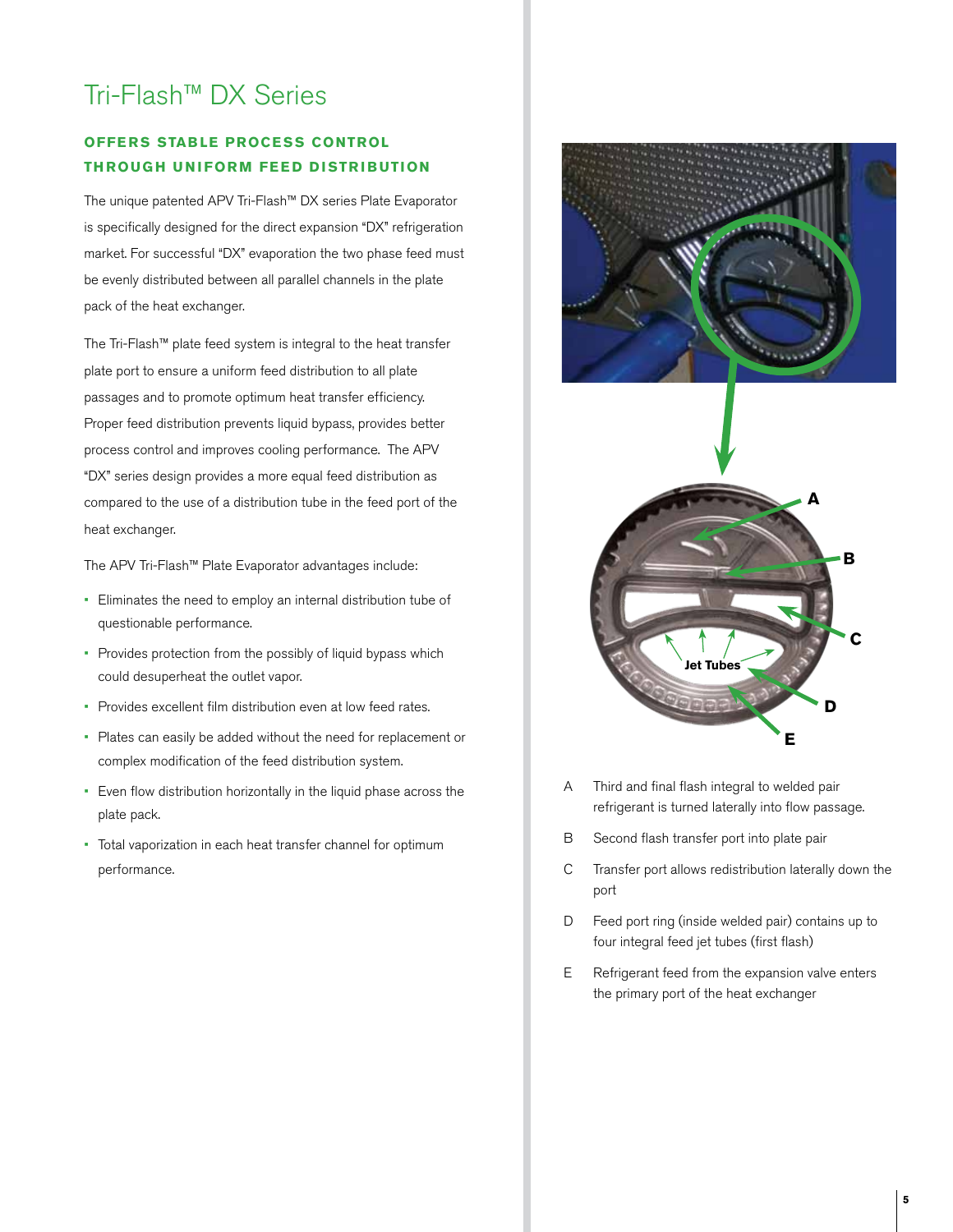# Tri-Flash™ DX Series

### OFFERS STABLE PROCESS CONTROL THROUGH UNIFORM FEED DISTRIBUTION

The unique patented APV Tri-Flash™ DX series Plate Evaporator is specifically designed for the direct expansion "DX" refrigeration market. For successful "DX" evaporation the two phase feed must be evenly distributed between all parallel channels in the plate pack of the heat exchanger.

The Tri-Flash™ plate feed system is integral to the heat transfer plate port to ensure a uniform feed distribution to all plate passages and to promote optimum heat transfer efficiency. Proper feed distribution prevents liquid bypass, provides better process control and improves cooling performance. The APV "DX" series design provides a more equal feed distribution as compared to the use of a distribution tube in the feed port of the heat exchanger.

The APV Tri-Flash™ Plate Evaporator advantages include:

- Eliminates the need to employ an internal distribution tube of questionable performance.
- Provides protection from the possibly of liquid bypass which could desuperheat the outlet vapor.
- Provides excellent film distribution even at low feed rates.
- Plates can easily be added without the need for replacement or complex modification of the feed distribution system.
- Even flow distribution horizontally in the liquid phase across the plate pack.
- Total vaporization in each heat transfer channel for optimum performance.

A Third and final flash integral to welded pair refrigerant is turned laterally into flow passage.

B Second flash transfer port into plate pair

C Transfer port allows redistribution laterally down the port

D Feed port ring (inside welded pair) contains up to four integral feed jet tubes (first flash)

E Refrigerant feed from the expansion valve enters the primary port of the heat exchanger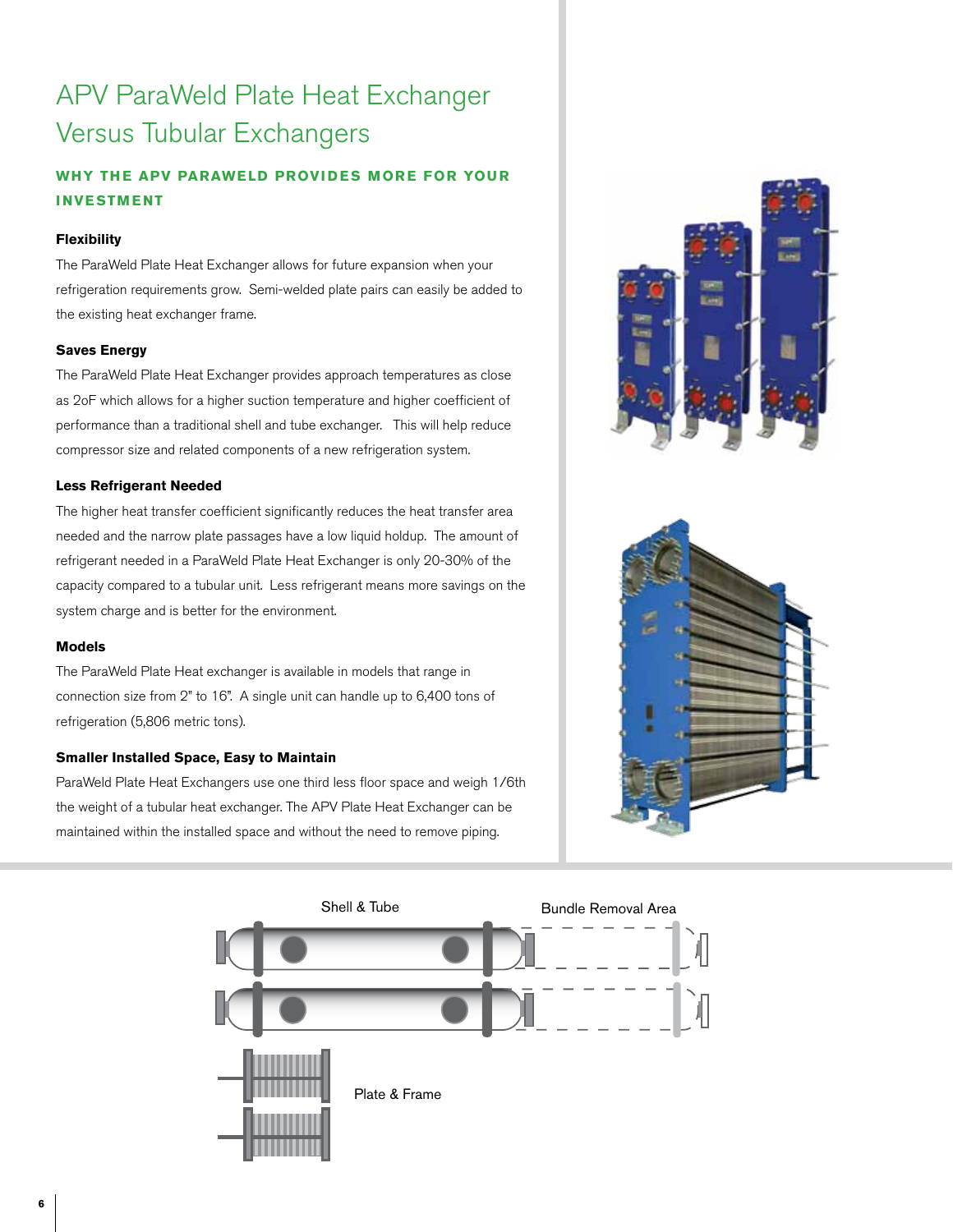# APV ParaWeld Plate Heat Exchanger Versus Tubular Exchangers

## WHY THE APV PARAWELD PROVIDES MORE FOR YOUR INVESTMENT

### Flexibility

The ParaWeld Plate Heat Exchanger allows for future expansion when your refrigeration requirements grow. Semi-welded plate pairs can easily be added to the existing heat exchanger frame.

### Saves Energy

The ParaWeld Plate Heat Exchanger provides approach temperatures as close as 2oF which allows for a higher suction temperature and higher coefficient of performance than a traditional shell and tube exchanger. This will help reduce compressor size and related components of a new refrigeration system.

### Less Refrigerant Needed

The higher heat transfer coefficient significantly reduces the heat transfer area needed and the narrow plate passages have a low liquid holdup. The amount of refrigerant needed in a ParaWeld Plate Heat Exchanger is only 20-30% of the capacity compared to a tubular unit. Less refrigerant means more savings on the system charge and is better for the environment.

### Models

The ParaWeld Plate Heat exchanger is available in models that range in connection size from 2" to 16". A single unit can handle up to 6,400 tons of refrigeration (5,806 metric tons).

### Smaller Installed Space, Easy to Maintain

ParaWeld Plate Heat Exchangers use one third less floor space and weigh 1/6th the weight of a tubular heat exchanger. The APV Plate Heat Exchanger can be maintained within the installed space and without the need to remove piping.

Shell & Tube

Bundle Removal Area

Plate & Frame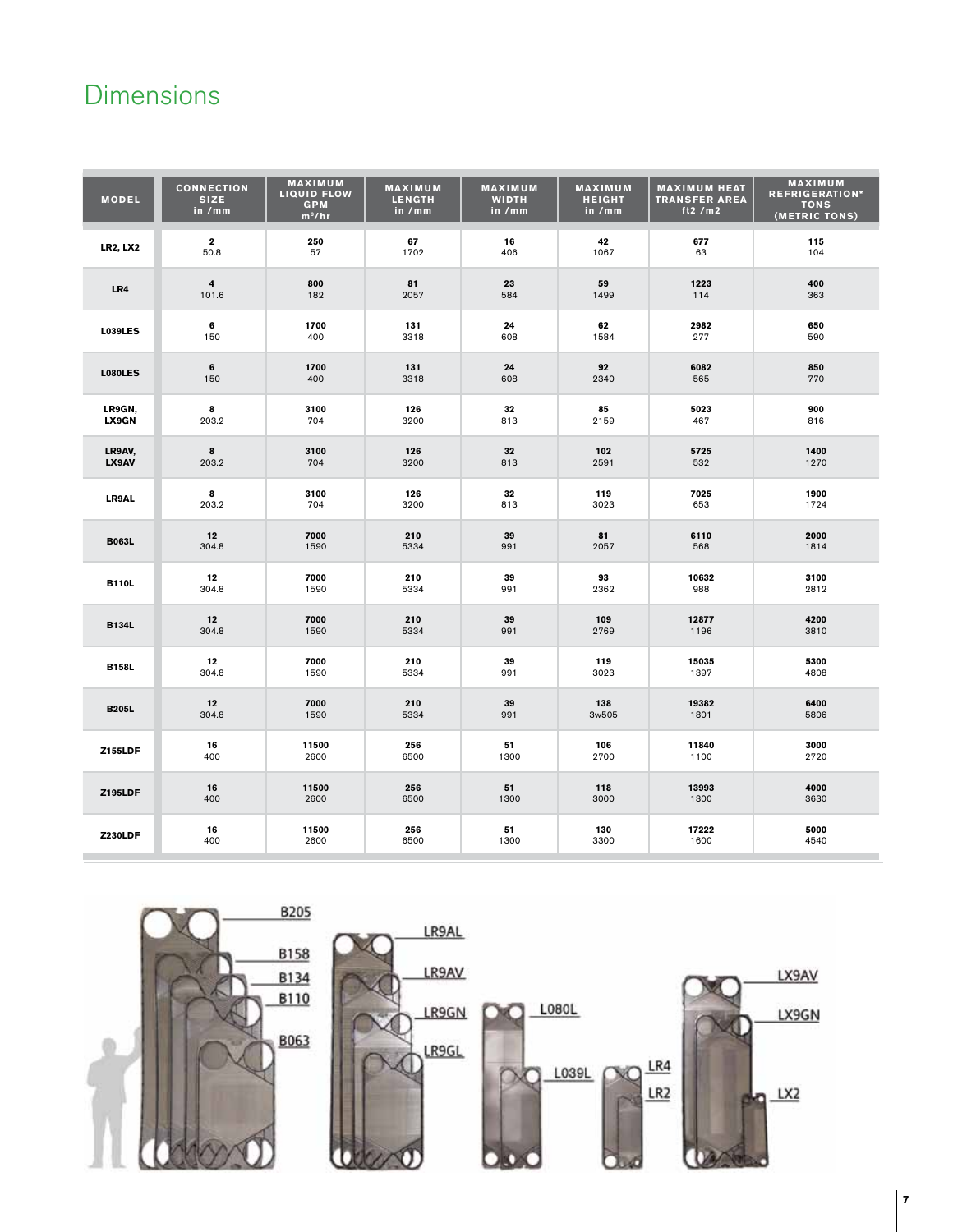# Dimensions

| MODEL | CONNECTION SIZE in /mm | MAXIMUM LIQUID FLOW GPM m³/hr | MAXIMUM LENGTH in /mm | MAXIMUM WIDTH in /mm | MAXIMUM HEIGHT in /mm | MAXIMUM HEAT TRANSFER AREA ft2 /m2 | MAXIMUM REFRIGERATION* TONS (METRIC TONS) |
|---|---|---|---|---|---|---|---|
| LR2, LX2 | **2** 50.8 | **250** 57 | **67** 1702 | **16** 406 | **42** 1067 | **677** 63 | **115** 104 |
| LR4 | **4** 101.6 | **800** 182 | **81** 2057 | **23** 584 | **59** 1499 | **1223** 114 | **400** 363 |
| L039LES | **6** 150 | **1700** 400 | **131** 3318 | **24** 608 | **62** 1584 | **2982** 277 | **650** 590 |
| L080LES | **6** 150 | **1700** 400 | **131** 3318 | **24** 608 | **92** 2340 | **6082** 565 | **850** 770 |
| LR9GN, LX9GN | **8** 203.2 | **3100** 704 | **126** 3200 | **32** 813 | **85** 2159 | **5023** 467 | **900** 816 |
| LR9AV, LX9AV | **8** 203.2 | **3100** 704 | **126** 3200 | **32** 813 | **102** 2591 | **5725** 532 | **1400** 1270 |
| LR9AL | **8** 203.2 | **3100** 704 | **126** 3200 | **32** 813 | **119** 3023 | **7025** 653 | **1900** 1724 |
| B063L | **12** 304.8 | **7000** 1590 | **210** 5334 | **39** 991 | **81** 2057 | **6110** 568 | **2000** 1814 |
| B110L | **12** 304.8 | **7000** 1590 | **210** 5334 | **39** 991 | **93** 2362 | **10632** 988 | **3100** 2812 |
| B134L | **12** 304.8 | **7000** 1590 | **210** 5334 | **39** 991 | **109** 2769 | **12877** 1196 | **4200** 3810 |
| B158L | **12** 304.8 | **7000** 1590 | **210** 5334 | **39** 991 | **119** 3023 | **15035** 1397 | **5300** 4808 |
| B205L | **12** 304.8 | **7000** 1590 | **210** 5334 | **39** 991 | **138** 3w505 | **19382** 1801 | **6400** 5806 |
| Z155LDF | **16** 400 | **11500** 2600 | **256** 6500 | **51** 1300 | **106** 2700 | **11840** 1100 | **3000** 2720 |
| Z195LDF | **16** 400 | **11500** 2600 | **256** 6500 | **51** 1300 | **118** 3000 | **13993** 1300 | **4000** 3630 |
| Z230LDF | **16** 400 | **11500** 2600 | **256** 6500 | **51** 1300 | **130** 3300 | **17222** 1600 | **5000** 4540 |

B205 B158 B134 B110 B063 LR9AL LR9AV LR9GN LR9GL L080L L039L LR4 LR2 LX9AV LX9GN LX2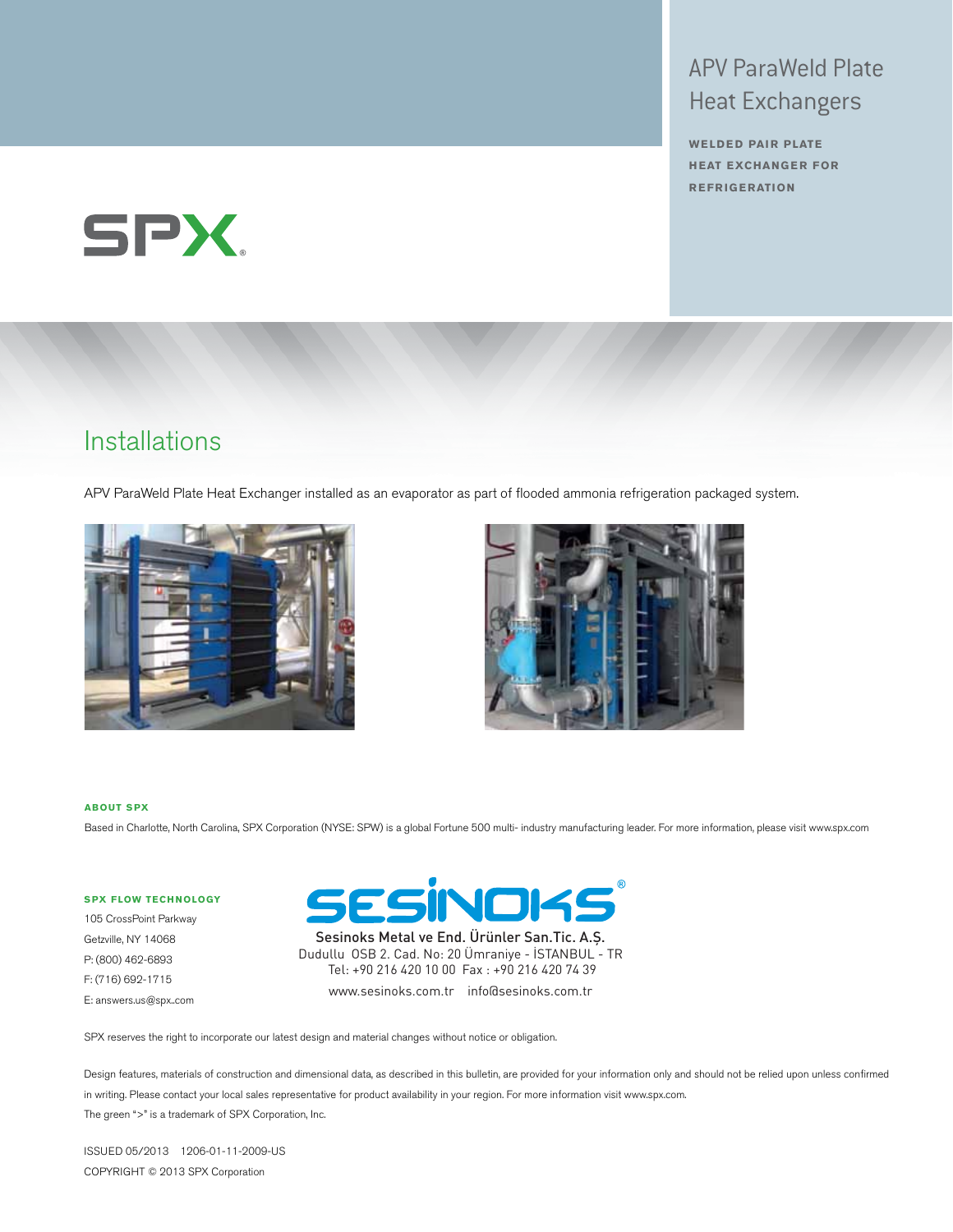# APV ParaWeld Plate Heat Exchangers

**WELDED PAIR PLATE HEAT EXCHANGER FOR REFRIGERATION**

SPX

## Installations

APV ParaWeld Plate Heat Exchanger installed as an evaporator as part of flooded ammonia refrigeration packaged system.

**ABOUT SPX**

Based in Charlotte, North Carolina, SPX Corporation (NYSE: SPW) is a global Fortune 500 multi- industry manufacturing leader. For more information, please visit www.spx.com

**SPX FLOW TECHNOLOGY**

105 CrossPoint Parkway
Getzville, NY 14068
P: (800) 462-6893
F: (716) 692-1715
E: answers.us@spx..com

SESİNOKS®

Sesinoks Metal ve End. Ürünler San.Tic. A.Ş.
Dudullu OSB 2. Cad. No: 20 Ümraniye - İSTANBUL - TR
Tel: +90 216 420 10 00 Fax : +90 216 420 74 39
www.sesinoks.com.tr info@sesinoks.com.tr

SPX reserves the right to incorporate our latest design and material changes without notice or obligation.

Design features, materials of construction and dimensional data, as described in this bulletin, are provided for your information only and should not be relied upon unless confirmed in writing. Please contact your local sales representative for product availability in your region. For more information visit www.spx.com.
The green ">" is a trademark of SPX Corporation, Inc.

ISSUED 05/2013 1206-01-11-2009-US
COPYRIGHT © 2013 SPX Corporation